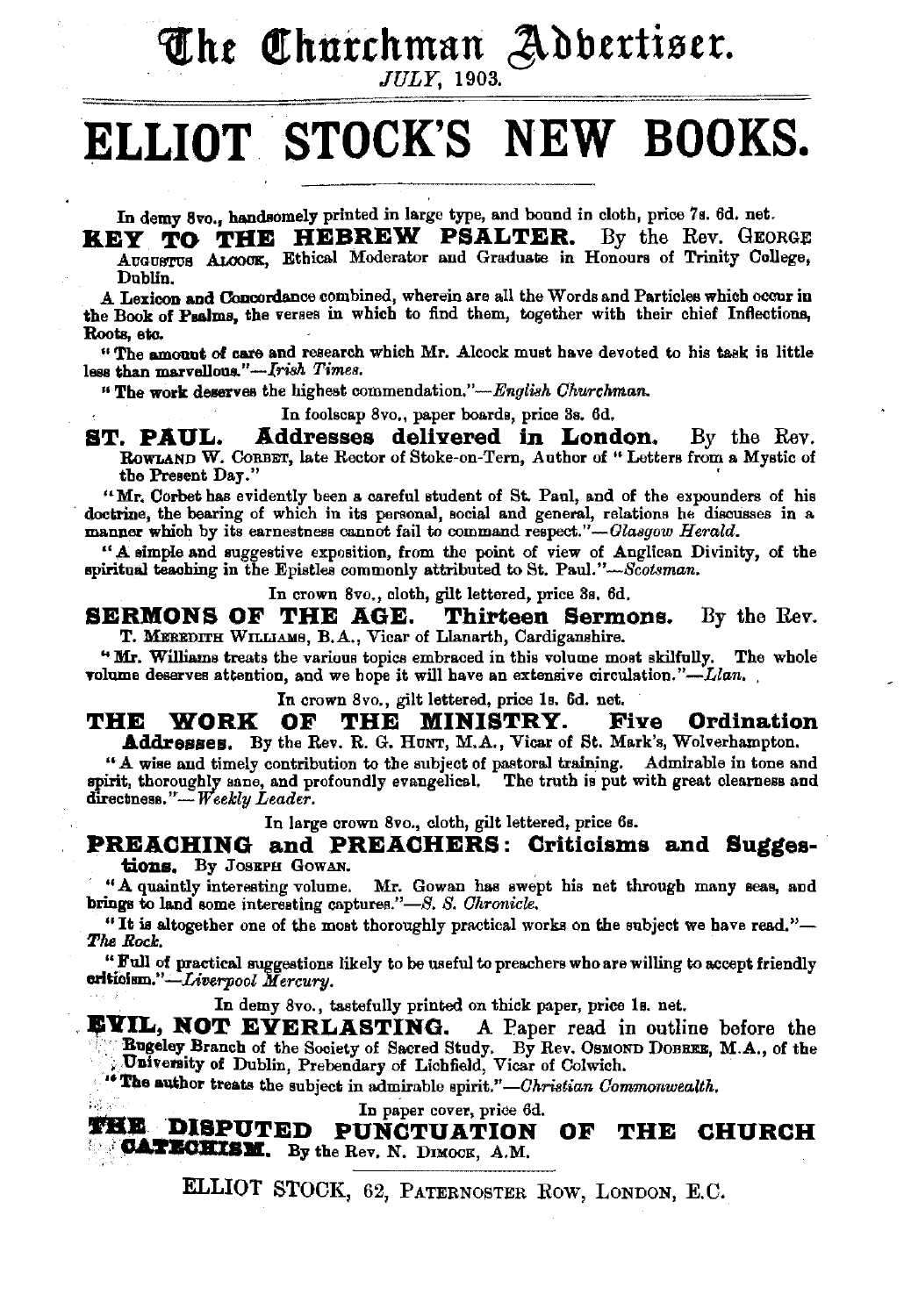# The Churchman Advertiser.

*JULY*, 1903.

# ELLIOT STOCK'S NEW BOOKS.

In demy 8vo., handsomely printed in large type, and bound in cloth, price 7s. 6d. net.

**KEY TO THE HEBREW PSALTER.** By the Rev. GEORGE AUGUSTUS ALCOCK, Ethical Moderator and Graduate in Honours of Trinity College, Dublin.

A Lexicon and Concordance combined, wherein are all the Words and Particles which occur in the Book of Psalms, the verses in which to find them, together with their chief Inflections, Roots, etc.

"The amount of care and research which Mr. Alcock must have devoted to his task is little less than marvellous."—*Irish Times.*

"The work deserves the highest commendation."—*English Churchman.*

In foolscap 8vo., paper boards, price 3s. 6d.

**ST. PAUL. Addresses delivered in London.** By the Rev. ROWLAND W. CORBET, late Rector of Stoke-on-Tern, Author of "Letters from a Mystic of the Present Day."

"Mr. Corbet has evidently been a careful student of St. Paul, and of the expounders of his doctrine, the bearing of which in its personal, social and general, relations he discusses in a manner which by its earnestness cannot fail to command respect."—*Glasgow Herald.*

"A simple and suggestive exposition, from the point of view of Anglican Divinity, of the spiritual teaching in the Epistles commonly attributed to St. Paul."—*Scotsman.*

In crown 8vo., cloth, gilt lettered, price 3s. 6d.

**SERMONS OF THE AGE. Thirteen Sermons.** By the Rev. T. MEREDITH WILLIAMS, B.A., Vicar of Llanarth, Cardiganshire.

"Mr. Williams treats the various topics embraced in this volume most skilfully. The whole volume deserves attention, and we hope it will have an extensive circulation."—*Llan.*

In crown 8vo., gilt lettered, price 1s. 6d. net.

**THE WORK OF THE MINISTRY. Five Ordination Addresses.** By the Rev. R. G. HUNT, M.A., Vicar of St. Mark's, Wolverhampton.

"A wise and timely contribution to the subject of pastoral training. Admirable in tone and spirit, thoroughly sane, and profoundly evangelical. The truth is put with great clearness and directness."—*Weekly Leader.*

In large crown 8vo., cloth, gilt lettered, price 6s.

**PREACHING and PREACHERS: Criticisms and Suggestions.** By JOSEPH GOWAN.

"A quaintly interesting volume. Mr. Gowan has swept his net through many seas, and brings to land some interesting captures."—*S. S. Chronicle.*

"It is altogether one of the most thoroughly practical works on the subject we have read."—*The Rock.*

"Full of practical suggestions likely to be useful to preachers who are willing to accept friendly criticism."—*Liverpool Mercury.*

In demy 8vo., tastefully printed on thick paper, price 1s. net.

**EVIL, NOT EVERLASTING.** A Paper read in outline before the Rugeley Branch of the Society of Sacred Study. By Rev. OSMOND DOBREE, M.A., of the University of Dublin, Prebendary of Lichfield, Vicar of Colwich.

"The author treats the subject in admirable spirit."—*Christian Commonwealth.*

In paper cover, price 6d.

**THE DISPUTED PUNCTUATION OF THE CHURCH CATECHISM.** By the Rev. N. DIMOCK, A.M.

ELLIOT STOCK, 62, PATERNOSTER ROW, LONDON, E.C.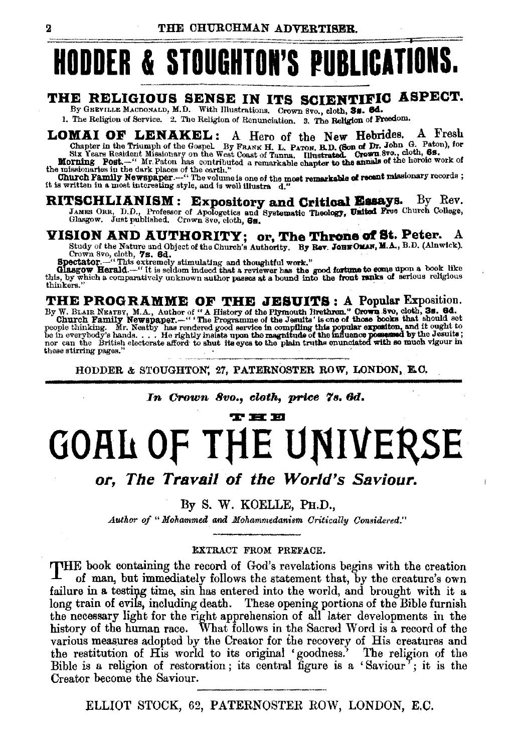# HODDER & STOUGHTON'S PUBLICATIONS.

## THE RELIGIOUS SENSE IN ITS SCIENTIFIC ASPECT.

By GREVILLE MACDONALD, M.D. With Illustrations. Crown 8vo., cloth, **3s. 6d.**

1. The Religion of Service. 2. The Religion of Renunciation. 3. The Religion of Freedom.

## LOMAI OF LENAKEL: A Hero of the New Hebrides. A Fresh

Chapter in the Triumph of the Gospel. By FRANK H. L. PATON, B.D. (Son of Dr. John G. Paton), for Six Years Resident Missionary on the West Coast of Tanna. Illustrated. Crown 8vo., cloth, **6s.**

**Morning Post.**—" Mr. Paton has contributed a remarkable chapter to the annals of the heroic work of the missionaries in the dark places of the earth."

**Church Family Newspaper.**—" The volume is one of the most remarkable of recent missionary records; it is written in a most interesting style, and is well illustra d."

## RITSCHLIANISM: Expository and Critical Essays. By Rev.

JAMES ORR, D.D., Professor of Apologetics and Systematic Theology, United Free Church College, Glasgow. Just published. Crown 8vo, cloth, **6s.**

## VISION AND AUTHORITY; or, The Throne of St. Peter. A

Study of the Nature and Object of the Church's Authority. By Rev. JOHN OMAN, M.A., B.D. (Alnwick). Crown 8vo, cloth, **7s. 6d.**

**Spectator.**—" This extremely stimulating and thoughtful work."

**Glasgow Herald.**—" It is seldom indeed that a reviewer has the good fortune to come upon a book like this, by which a comparatively unknown author passes at a bound into the front ranks of serious religious thinkers."

## THE PROGRAMME OF THE JESUITS: A Popular Exposition.

By W. BLAIR NEATBY, M.A., Author of "A History of the Plymouth Brethren." Crown 8vo, cloth, **3s. 6d.**

**Church Family Newspaper.**—" 'The Programme of the Jesuits' is one of those books that should set people thinking. Mr. Neatby has rendered good service in compiling this popular expositon, and it ought to be in everybody's hands. . . . He rightly insists upon the magnitude of the influence possessed by the Jesuits; nor can the British electorate afford to shut its eyes to the plain truths enunciated with so much vigour in these stirring pages."

HODDER & STOUGHTON, 27, PATERNOSTER ROW, LONDON, E.C.

---

*In Crown 8vo., cloth, price 7s. 6d.*

# THE GOAL OF THE UNIVERSE

## *or, The Travail of the World's Saviour.*

By S. W. KOELLE, PH.D.,

*Author of "Mohammed and Mohammedanism Critically Considered."*

EXTRACT FROM PREFACE.

THE book containing the record of God's revelations begins with the creation of man, but immediately follows the statement that, by the creature's own failure in a testing time, sin has entered into the world, and brought with it a long train of evils, including death. These opening portions of the Bible furnish the necessary light for the right apprehension of all later developments in the history of the human race. What follows in the Sacred Word is a record of the various measures adopted by the Creator for the recovery of His creatures and the restitution of His world to its original 'goodness.' The religion of the Bible is a religion of restoration; its central figure is a 'Saviour'; it is the Creator become the Saviour.

ELLIOT STOCK, 62, PATERNOSTER ROW, LONDON, E.C.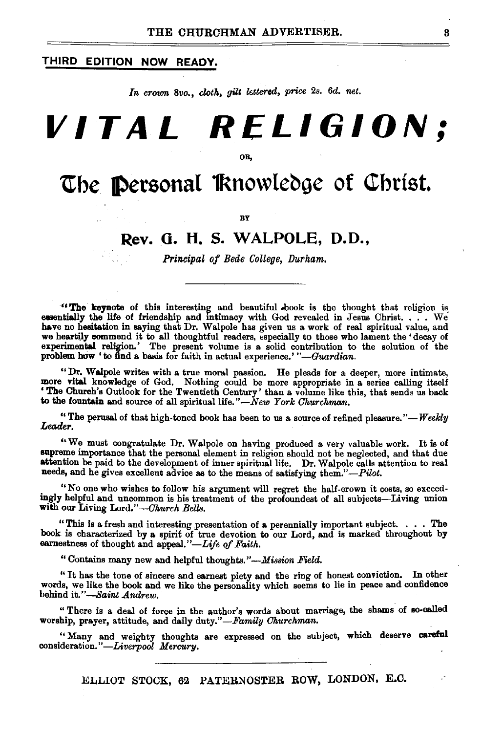**THIRD EDITION NOW READY.**

*In crown 8vo., cloth, gilt lettered, price 2s. 6d. net.*

# VITAL RELIGION;

OR,

## The Personal Knowledge of Christ.

BY

### Rev. G. H. S. WALPOLE, D.D.,

*Principal of Bede College, Durham.*

---

"The keynote of this interesting and beautiful book is the thought that religion is essentially the life of friendship and intimacy with God revealed in Jesus Christ. . . . We have no hesitation in saying that Dr. Walpole has given us a work of real spiritual value, and we heartily commend it to all thoughtful readers, especially to those who lament the 'decay of experimental religion.' The present volume is a solid contribution to the solution of the problem how 'to find a basis for faith in actual experience.'"—*Guardian.*

"Dr. Walpole writes with a true moral passion. He pleads for a deeper, more intimate, more vital knowledge of God. Nothing could be more appropriate in a series calling itself 'The Church's Outlook for the Twentieth Century' than a volume like this, that sends us back to the fountain and source of all spiritual life."—*New York Churchman.*

"The perusal of that high-toned book has been to us a source of refined pleasure."—*Weekly Leader.*

"We must congratulate Dr. Walpole on having produced a very valuable work. It is of supreme importance that the personal element in religion should not be neglected, and that due attention be paid to the development of inner spiritual life. Dr. Walpole calls attention to real needs, and he gives excellent advice as to the means of satisfying them."—*Pilot.*

"No one who wishes to follow his argument will regret the half-crown it costs, so exceedingly helpful and uncommon is his treatment of the profoundest of all subjects—Living union with our Living Lord."—*Church Bells.*

"This is a fresh and interesting presentation of a perennially important subject. . . . The book is characterized by a spirit of true devotion to our Lord, and is marked throughout by earnestness of thought and appeal."—*Life of Faith.*

"Contains many new and helpful thoughts."—*Mission Field.*

"It has the tone of sincere and earnest piety and the ring of honest conviction. In other words, we like the book and we like the personality which seems to lie in peace and confidence behind it."—*Saint Andrew.*

"There is a deal of force in the author's words about marriage, the shams of so-called worship, prayer, attitude, and daily duty."—*Family Churchman.*

"Many and weighty thoughts are expressed on the subject, which deserve careful consideration."—*Liverpool Mercury.*

---

ELLIOT STOCK, 62 PATERNOSTER ROW, LONDON, E.C.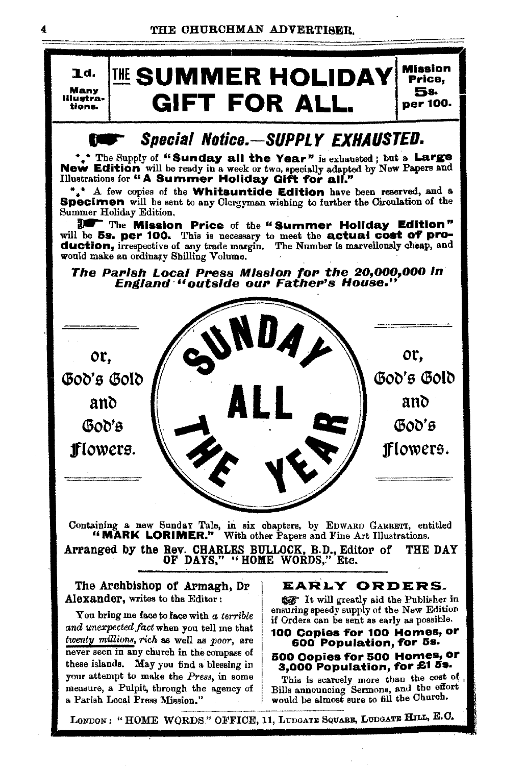1d. Many Illustrations.

# THE SUMMER HOLIDAY GIFT FOR ALL.

Mission Price, 5s. per 100.

## Special Notice.—SUPPLY EXHAUSTED.

\*\*\* The Supply of "**Sunday all the Year**" is exhausted; but a **Large New Edition** will be ready in a week or two, specially adapted by New Papers and Illustrations for "**A Summer Holiday Gift for all.**"

\*\*\* A few copies of the **Whitsuntide Edition** have been reserved, and a **Specimen** will be sent to any Clergyman wishing to further the Circulation of the Summer Holiday Edition.

The **Mission Price** of the "**Summer Holiday Edition**" will be **5s. per 100.** This is necessary to meet the **actual cost of production,** irrespective of any trade margin. The Number is marvellously cheap, and would make an ordinary Shilling Volume.

***The Parish Local Press Mission for the 20,000,000 in England "outside our Father's House."***

# SUNDAY ALL THE YEAR

or, God's Gold and God's Flowers.

or, God's Gold and God's Flowers.

Containing a new Sunday Tale, in six chapters, by Edward Garrett, entitled "**MARK LORIMER.**" With other Papers and Fine Art Illustrations.

**Arranged by the Rev. CHARLES BULLOCK, B.D., Editor of "THE DAY OF DAYS," "HOME WORDS," Etc.**

**The Archbishop of Armagh, Dr Alexander,** writes to the Editor:

"You bring me face to face with *a terrible and unexpected fact* when you tell me that *twenty millions, rich* as well as *poor*, are never seen in any church in the compass of these islands. May you find a blessing in your attempt to make the *Press*, in some measure, a Pulpit, through the agency of a Parish Local Press Mission."

### EARLY ORDERS.

It will greatly aid the Publisher in ensuring speedy supply of the New Edition if Orders can be sent as early as possible.

**100 Copies for 100 Homes, or 600 Population, for 5s.**

**500 Copies for 500 Homes, or 3,000 Population, for £1 5s.**

This is scarcely more than the cost of Bills announcing Sermons, and the effort would be almost sure to fill the Church.

London: "HOME WORDS" OFFICE, 11, Ludgate Square, Ludgate Hill, E.C.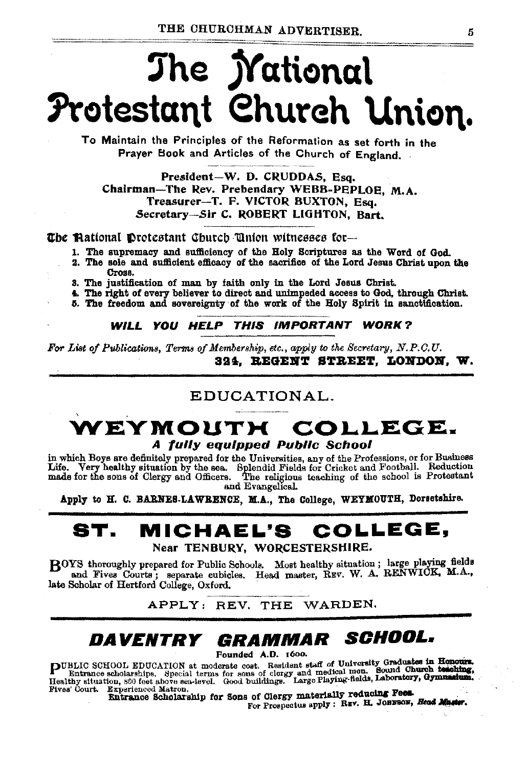# The National Protestant Church Union.

To Maintain the Principles of the Reformation as set forth in the Prayer Book and Articles of the Church of England.

President—W. D. CRUDDAS, Esq.
Chairman—The Rev. Prebendary WEBB-PEPLOE, M.A.
Treasurer—T. F. VICTOR BUXTON, Esq.
Secretary—Sir C. ROBERT LIGHTON, Bart.

The National Protestant Church Union witnesses for—

1. The supremacy and sufficiency of the Holy Scriptures as the Word of God.
2. The sole and sufficient efficacy of the sacrifice of the Lord Jesus Christ upon the Cross.
3. The justification of man by faith only in the Lord Jesus Christ.
4. The right of every believer to direct and unimpeded access to God, through Christ.
5. The freedom and sovereignty of the work of the Holy Spirit in sanctification.

***WILL YOU HELP THIS IMPORTANT WORK?***

*For List of Publications, Terms of Membership, etc., apply to the Secretary, N.P.C.U.*
**324, REGENT STREET, LONDON, W.**

## EDUCATIONAL.

# WEYMOUTH COLLEGE.

***A fully equipped Public School***

in which Boys are definitely prepared for the Universities, any of the Professions, or for Business Life. Very healthy situation by the sea. Splendid Fields for Cricket and Football. Reduction made for the sons of Clergy and Officers. The religious teaching of the school is Protestant and Evangelical.

**Apply to H. C. BARNES-LAWRENCE, M.A., The College, WEYMOUTH, Dorsetshire.**

# ST. MICHAEL'S COLLEGE,

**Near TENBURY, WORCESTERSHIRE.**

BOYS thoroughly prepared for Public Schools. Most healthy situation; large playing fields and Fives Courts; separate cubicles. Head master, REV. W. A. RENWICK, M.A., late Scholar of Hertford College, Oxford.

APPLY: REV. THE WARDEN.

# DAVENTRY GRAMMAR SCHOOL.

Founded A.D. 1600.

PUBLIC SCHOOL EDUCATION at moderate cost. Resident staff of University Graduates in Honours. Entrance scholarships. Special terms for sons of clergy and medical men. Sound Church teaching. Healthy situation, 800 feet above sea-level. Good buildings. Large Playing-fields, Laboratory, Gymnasium. Fives' Court. Experienced Matron.

**Entrance Scholarship for Sons of Clergy materially reducing Fees.**

For Prospectus apply: REV. H. JOHNSON, *Head Master.*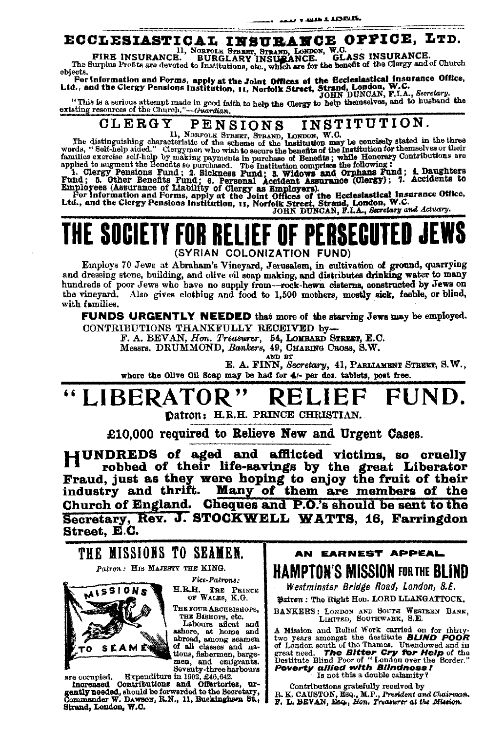## ECCLESIASTICAL INSURANCE OFFICE, LTD.

11, NORFOLK STREET, STRAND, LONDON, W.C.

FIRE INSURANCE. BURGLARY INSURANCE. GLASS INSURANCE.

The Surplus Profits are devoted to Institutions, etc., which are for the benefit of the Clergy and of Church objects.

**For information and Forms, apply at the Joint Offices of the Ecclesiastical Insurance Office, Ltd., and the Clergy Pensions Institution, 11, Norfolk Street, Strand, London, W.C.**

JOHN DUNCAN, F.I.A., *Secretary.*

"This is a serious attempt made in good faith to help the Clergy to help themselves, and to husband the existing resources of the Church."—*Guardian.*

## CLERGY PENSIONS INSTITUTION.

11, NORFOLK STREET, STRAND, LONDON, W.C.

The distinguishing characteristic of the scheme of the Institution may be concisely stated in the three words, "Self-help aided." Clergymen who wish to secure the benefits of the Institution for themselves or their families exercise self-help by making payments in purchase of Benefits; while Honorary Contributions are applied to augment the Benefits so purchased. The Institution comprises the following:

**1. Clergy Pensions Fund; 2. Sickness Fund; 3. Widows and Orphans Fund; 4. Daughters Fund; 5. Other Benefits Fund; 6. Personal Accident Assurance (Clergy); 7. Accidents to Employees (Assurance of Liability of Clergy as Employers).**

**For information and Forms, apply at the Joint Offices of the Ecclesiastical Insurance Office, Ltd., and the Clergy Pensions Institution, 11, Norfolk Street, Strand, London, W.C.**

JOHN DUNCAN, F.I.A., *Secretary and Actuary.*

# THE SOCIETY FOR RELIEF OF PERSECUTED JEWS

(SYRIAN COLONIZATION FUND)

Employs 70 Jews at Abraham's Vineyard, Jerusalem, in cultivation of ground, quarrying and dressing stone, building, and olive oil soap making, and distributes drinking water to many hundreds of poor Jews who have no supply from—rock-hewn cisterns, constructed by Jews on the vineyard. Also gives clothing and food to 1,500 mothers, mostly sick, feeble, or blind, with families.

**FUNDS URGENTLY NEEDED** that more of the starving Jews may be employed.

CONTRIBUTIONS THANKFULLY RECEIVED by—

F. A. BEVAN, *Hon. Treasurer*, 54, LOMBARD STREET, E.C.

Messrs. DRUMMOND, *Bankers*, 49, CHARING CROSS, S.W.

AND BY

E. A. FINN, *Secretary*, 41, PARLIAMENT STREET, S.W.,

where the Olive Oil Soap may be had for 4/- per doz. tablets, post free.

# "LIBERATOR" RELIEF FUND.

Patron: H.R.H. PRINCE CHRISTIAN.

**£10,000 required to Relieve New and Urgent Cases.**

**HUNDREDS of aged and afflicted victims, so cruelly robbed of their life-savings by the great Liberator Fraud, just as they were hoping to enjoy the fruit of their industry and thrift. Many of them are members of the Church of England. Cheques and P.O.'s should be sent to the Secretary, Rev. J. STOCKWELL WATTS, 16, Farringdon Street, E.C.**

## THE MISSIONS TO SEAMEN.

*Patron:* HIS MAJESTY THE KING.

*Vice-Patrons:*

H.R.H. THE PRINCE OF WALES, K.G.

THE FOUR ARCHBISHOPS, THE BISHOPS, etc.

Labours afloat and ashore, at home and abroad, among seamen of all classes and nations, fishermen, bargemen, and emigrants. Seventy-three harbours are occupied. Expenditure in 1902, £46,642.

Increased Contributions and Offertories, urgently needed, should be forwarded to the Secretary, Commander W. DAWSON, R.N., 11, Buckingham St., Strand, London, W.C.

**AN EARNEST APPEAL.**

## HAMPTON'S MISSION FOR THE BLIND

*Westminster Bridge Road, London, S.E.*

Patron: The Right Hon. LORD LLANGATTOCK.

BANKERS: LONDON AND SOUTH WESTERN BANK, LIMITED, SOUTHWARK, S.E.

A Mission and Relief Work carried on for thirty-two years amongst the destitute ***BLIND POOR*** of London south of the Thames. Unendowed and in great need. ***The Bitter Cry for Help*** of the Destitute Blind Poor of "London over the Border." ***Poverty allied with Blindness!*** Is not this a double calamity?

Contributions gratefully received by

R. K. CAUSTON, ESQ., M.P., *President and Chairman.*

F. L. BEVAN, ESQ., *Hon. Treasurer at the Mission.*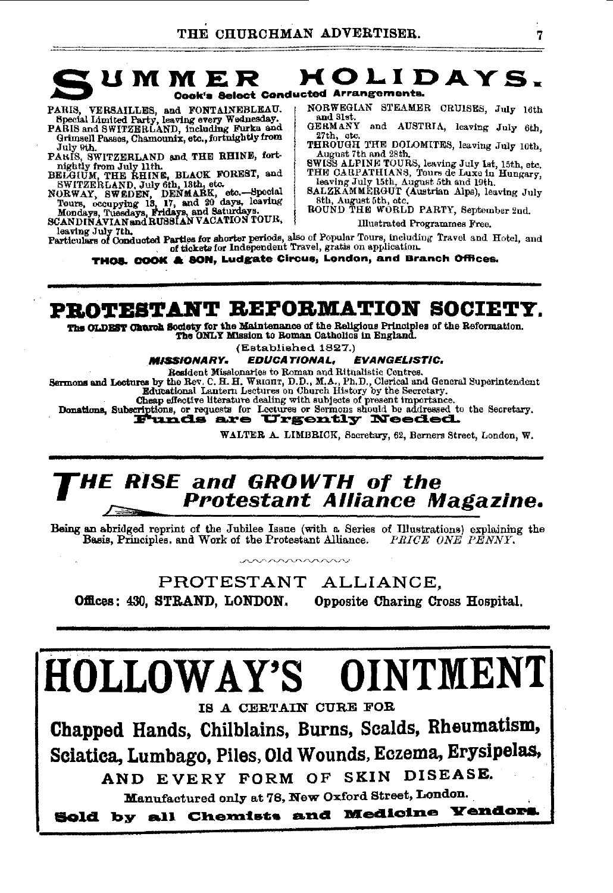# SUMMER HOLIDAYS.

**Cook's Select Conducted Arrangements.**

PARIS, VERSAILLES, and FONTAINEBLEAU. Special Limited Party, leaving every Wednesday.

PARIS and SWITZERLAND, including Furka and Grimsell Passes, Chamounix, etc., fortnightly from July 9th.

PARIS, SWITZERLAND and THE RHINE, fortnightly from July 11th.

BELGIUM, THE RHINE, BLACK FOREST, and SWITZERLAND, July 6th, 13th, etc.

NORWAY, SWEDEN, DENMARK, etc.—Special Tours, occupying 13, 17, and 20 days, leaving Mondays, Tuesdays, Fridays, and Saturdays.

SCANDINAVIAN and RUSSIAN VACATION TOUR, leaving July 7th.

NORWEGIAN STEAMER CRUISES, July 16th and 31st.

GERMANY and AUSTRIA, leaving July 6th, 27th, etc.

THROUGH THE DOLOMITES, leaving July 10th, August 7th and 28th.

SWISS ALPINE TOURS, leaving July 1st, 15th, etc.

THE CARPATHIANS, Tours de Luxe in Hungary, leaving July 15th, August 5th and 19th.

SALZKAMMERGUT (Austrian Alps), leaving July 8th, August 5th, etc.

ROUND THE WORLD PARTY, September 2nd.

Illustrated Programmes Free.

Particulars of Conducted Parties for shorter periods, also of Popular Tours, including Travel and Hotel, and of tickets for Independent Travel, gratis on application.

**THOS. COOK & SON, Ludgate Circus, London, and Branch Offices.**

---

# PROTESTANT REFORMATION SOCIETY.

**The OLDEST Church Society for the Maintenance of the Religious Principles of the Reformation. The ONLY Mission to Roman Catholics in England.**

(Established 1827.)

***MISSIONARY. EDUCATIONAL. EVANGELISTIC.***

Resident Missionaries to Roman and Ritualistic Centres.

**Sermons and Lectures** by the Rev. C. H. H. WRIGHT, D.D., M.A., Ph.D., Clerical and General Superintendent.

Educational Lantern Lectures on Church History by the Secretary.

Cheap effective literature dealing with subjects of present importance.

**Donations, Subscriptions**, or requests for Lectures or Sermons should be addressed to the Secretary.

**Funds are Urgently Needed.**

WALTER A. LIMBRICK, Secretary, 62, Berners Street, London, W.

---

# *THE RISE and GROWTH of the Protestant Alliance Magazine.*

Being an abridged reprint of the Jubilee Issue (with a Series of Illustrations) explaining the Basis, Principles, and Work of the Protestant Alliance. *PRICE ONE PENNY.*

PROTESTANT ALLIANCE,

**Offices: 430, STRAND, LONDON. Opposite Charing Cross Hospital.**

---

# HOLLOWAY'S OINTMENT

IS A CERTAIN CURE FOR

## Chapped Hands, Chilblains, Burns, Scalds, Rheumatism, Sciatica, Lumbago, Piles, Old Wounds, Eczema, Erysipelas,

AND EVERY FORM OF SKIN DISEASE.

Manufactured only at 78, New Oxford Street, London.

**Sold by all Chemists and Medicine Vendors.**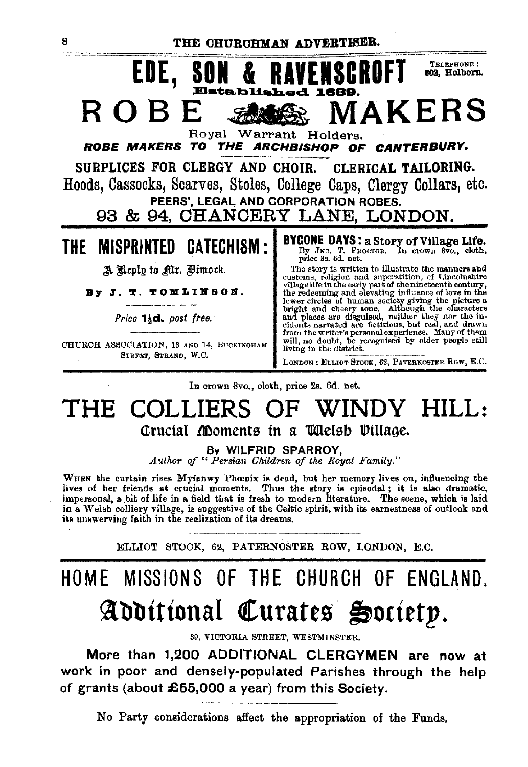# EDE, SON & RAVENSCROFT

TELEPHONE: 602, Holborn.

Established 1689.

# ROBE MAKERS

Royal Warrant Holders.

***ROBE MAKERS TO THE ARCHBISHOP OF CANTERBURY.***

SURPLICES FOR CLERGY AND CHOIR. CLERICAL TAILORING.

Hoods, Cassocks, Scarves, Stoles, College Caps, Clergy Collars, etc.

PEERS', LEGAL AND CORPORATION ROBES.

93 & 94, CHANCERY LANE, LONDON.

---

## THE MISPRINTED CATECHISM:

A Reply to Mr. Dimock.

By J. T. TOMLINSON.

*Price* 1½d. *post free.*

CHURCH ASSOCIATION, 13 AND 14, BUCKINGHAM STREET, STRAND, W.C.

---

## BYGONE DAYS: a Story of Village Life.

By JNO. T. PROCTOR. In crown 8vo., cloth, price 3s. 6d. net.

The story is written to illustrate the manners and customs, religion and superstition, of Lincolnshire village life in the early part of the nineteenth century, the redeeming and elevating influence of love in the lower circles of human society giving the picture a bright and cheery tone. Although the characters and places are disguised, neither they nor the incidents narrated are fictitious, but real, and drawn from the writer's personal experience. Many of them will, no doubt, be recognised by older people still living in the district.

LONDON: ELLIOT STOCK, 62, PATERNOSTER ROW, E.C.

---

In crown 8vo., cloth, price 2s. 6d. net.

# THE COLLIERS OF WINDY HILL:

## Crucial Moments in a Welsh Village.

By WILFRID SPARROY,

*Author of "Persian Children of the Royal Family."*

WHEN the curtain rises Myfanwy Phœnix is dead, but her memory lives on, influencing the lives of her friends at crucial moments. Thus the story is episodal; it is also dramatic, impersonal, a bit of life in a field that is fresh to modern literature. The scene, which is laid in a Welsh colliery village, is suggestive of the Celtic spirit, with its earnestness of outlook and its unswerving faith in the realization of its dreams.

ELLIOT STOCK, 62, PATERNOSTER ROW, LONDON, E.C.

---

# HOME MISSIONS OF THE CHURCH OF ENGLAND.

# Additional Curates Society.

39, VICTORIA STREET, WESTMINSTER.

**More than 1,200 ADDITIONAL CLERGYMEN are now at work in poor and densely-populated Parishes through the help of grants (about £55,000 a year) from this Society.**

No Party considerations affect the appropriation of the Funds.